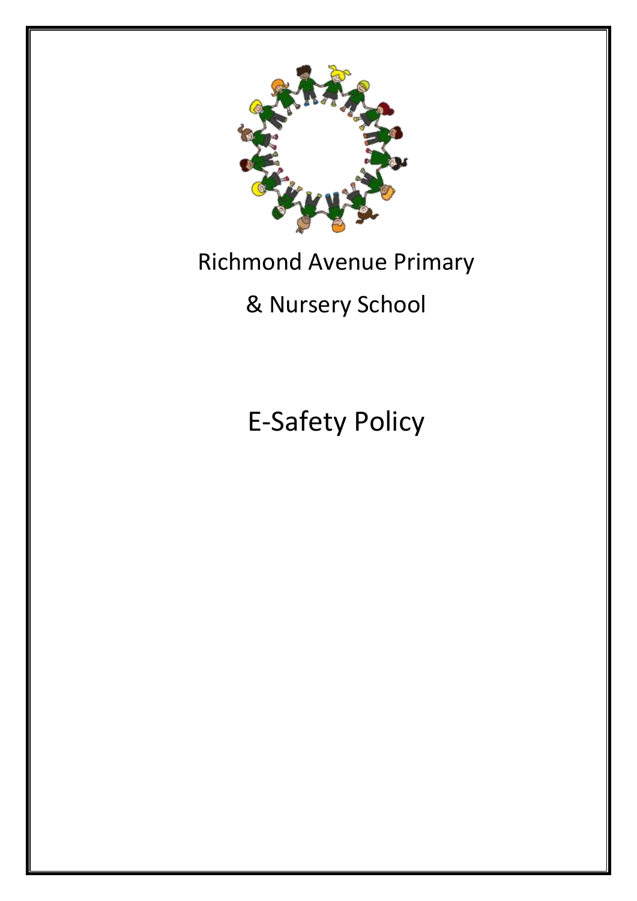Richmond Avenue Primary

& Nursery School

# E-Safety Policy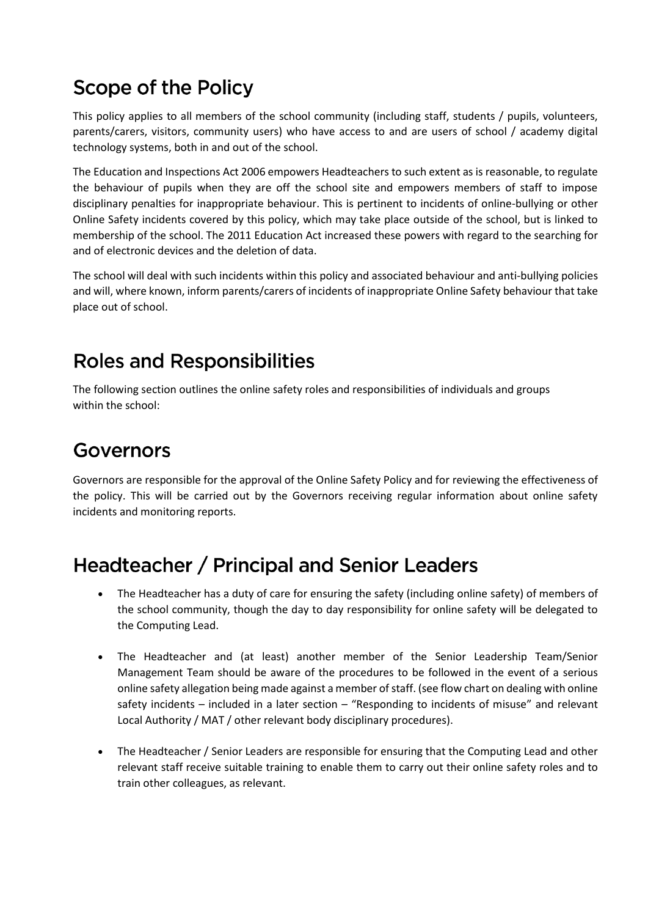## Scope of the Policy

This policy applies to all members of the school community (including staff, students / pupils, volunteers, parents/carers, visitors, community users) who have access to and are users of school / academy digital technology systems, both in and out of the school.

The Education and Inspections Act 2006 empowers Headteachers to such extent as is reasonable, to regulate the behaviour of pupils when they are off the school site and empowers members of staff to impose disciplinary penalties for inappropriate behaviour. This is pertinent to incidents of online-bullying or other Online Safety incidents covered by this policy, which may take place outside of the school, but is linked to membership of the school. The 2011 Education Act increased these powers with regard to the searching for and of electronic devices and the deletion of data.

The school will deal with such incidents within this policy and associated behaviour and anti-bullying policies and will, where known, inform parents/carers of incidents of inappropriate Online Safety behaviour that take place out of school.

## Roles and Responsibilities

The following section outlines the online safety roles and responsibilities of individuals and groups within the school:

## Governors

Governors are responsible for the approval of the Online Safety Policy and for reviewing the effectiveness of the policy. This will be carried out by the Governors receiving regular information about online safety incidents and monitoring reports.

## Headteacher / Principal and Senior Leaders

- The Headteacher has a duty of care for ensuring the safety (including online safety) of members of the school community, though the day to day responsibility for online safety will be delegated to the Computing Lead.
- The Headteacher and (at least) another member of the Senior Leadership Team/Senior Management Team should be aware of the procedures to be followed in the event of a serious online safety allegation being made against a member of staff. (see flow chart on dealing with online safety incidents – included in a later section – "Responding to incidents of misuse" and relevant Local Authority / MAT / other relevant body disciplinary procedures).
- The Headteacher / Senior Leaders are responsible for ensuring that the Computing Lead and other relevant staff receive suitable training to enable them to carry out their online safety roles and to train other colleagues, as relevant.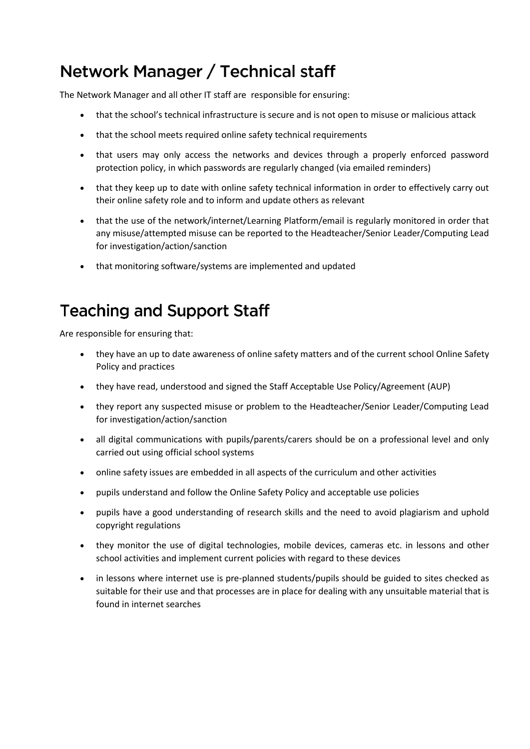## Network Manager / Technical staff

The Network Manager and all other IT staff are responsible for ensuring:

- that the school's technical infrastructure is secure and is not open to misuse or malicious attack
- that the school meets required online safety technical requirements
- that users may only access the networks and devices through a properly enforced password protection policy, in which passwords are regularly changed (via emailed reminders)
- that they keep up to date with online safety technical information in order to effectively carry out their online safety role and to inform and update others as relevant
- that the use of the network/internet/Learning Platform/email is regularly monitored in order that any misuse/attempted misuse can be reported to the Headteacher/Senior Leader/Computing Lead for investigation/action/sanction
- that monitoring software/systems are implemented and updated

## Teaching and Support Staff

Are responsible for ensuring that:

- they have an up to date awareness of online safety matters and of the current school Online Safety Policy and practices
- they have read, understood and signed the Staff Acceptable Use Policy/Agreement (AUP)
- they report any suspected misuse or problem to the Headteacher/Senior Leader/Computing Lead for investigation/action/sanction
- all digital communications with pupils/parents/carers should be on a professional level and only carried out using official school systems
- online safety issues are embedded in all aspects of the curriculum and other activities
- pupils understand and follow the Online Safety Policy and acceptable use policies
- pupils have a good understanding of research skills and the need to avoid plagiarism and uphold copyright regulations
- they monitor the use of digital technologies, mobile devices, cameras etc. in lessons and other school activities and implement current policies with regard to these devices
- in lessons where internet use is pre-planned students/pupils should be guided to sites checked as suitable for their use and that processes are in place for dealing with any unsuitable material that is found in internet searches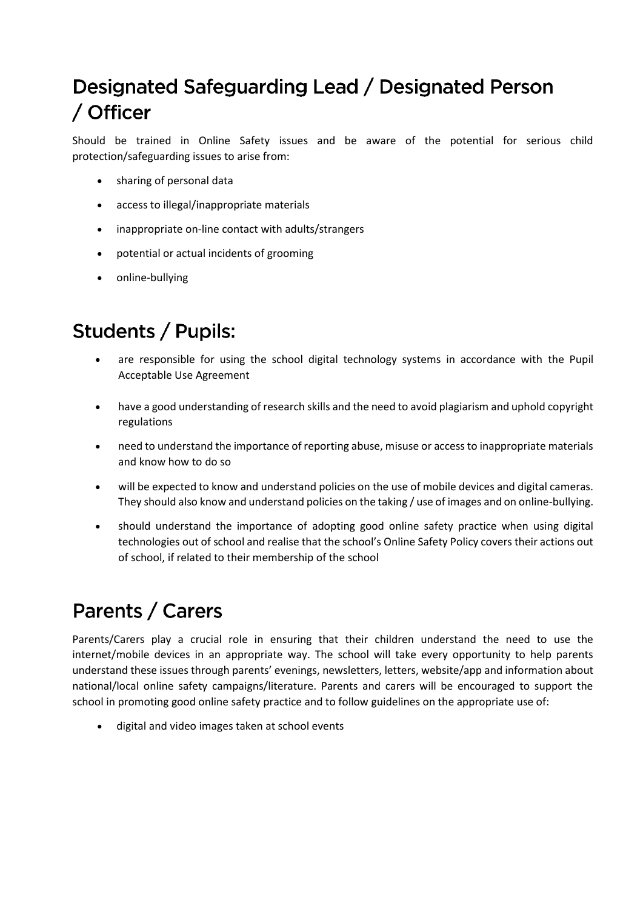## Designated Safeguarding Lead / Designated Person / Officer

Should be trained in Online Safety issues and be aware of the potential for serious child protection/safeguarding issues to arise from:

- sharing of personal data
- access to illegal/inappropriate materials
- inappropriate on-line contact with adults/strangers
- potential or actual incidents of grooming
- online-bullying

## Students / Pupils:

- are responsible for using the school digital technology systems in accordance with the Pupil Acceptable Use Agreement
- have a good understanding of research skills and the need to avoid plagiarism and uphold copyright regulations
- need to understand the importance of reporting abuse, misuse or access to inappropriate materials and know how to do so
- will be expected to know and understand policies on the use of mobile devices and digital cameras. They should also know and understand policies on the taking / use of images and on online-bullying.
- should understand the importance of adopting good online safety practice when using digital technologies out of school and realise that the school's Online Safety Policy covers their actions out of school, if related to their membership of the school

## Parents / Carers

Parents/Carers play a crucial role in ensuring that their children understand the need to use the internet/mobile devices in an appropriate way. The school will take every opportunity to help parents understand these issues through parents' evenings, newsletters, letters, website/app and information about national/local online safety campaigns/literature. Parents and carers will be encouraged to support the school in promoting good online safety practice and to follow guidelines on the appropriate use of:

- digital and video images taken at school events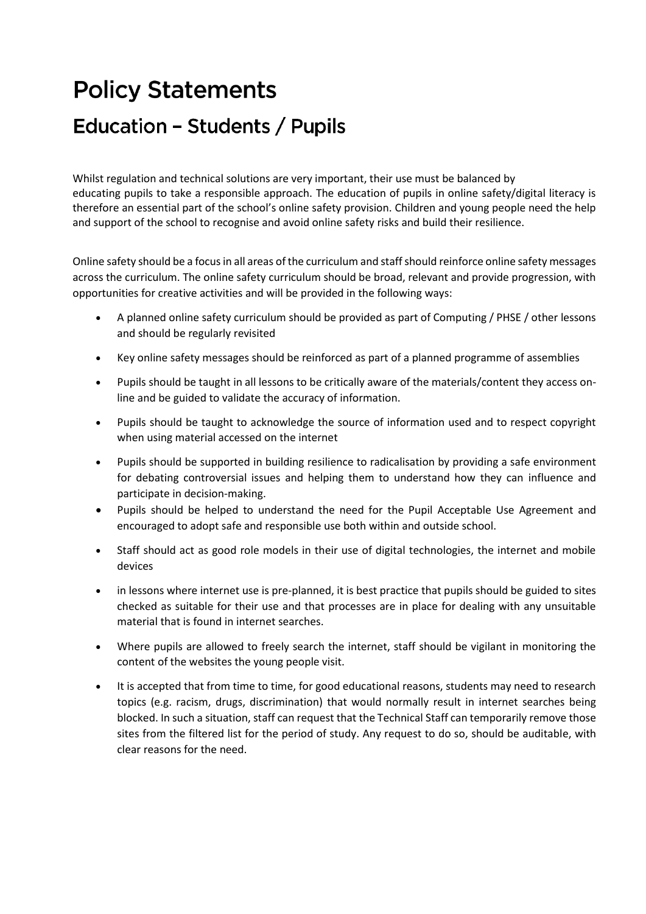# Policy Statements

## Education – Students / Pupils

Whilst regulation and technical solutions are very important, their use must be balanced by educating pupils to take a responsible approach. The education of pupils in online safety/digital literacy is therefore an essential part of the school's online safety provision. Children and young people need the help and support of the school to recognise and avoid online safety risks and build their resilience.

Online safety should be a focus in all areas of the curriculum and staff should reinforce online safety messages across the curriculum. The online safety curriculum should be broad, relevant and provide progression, with opportunities for creative activities and will be provided in the following ways:

- A planned online safety curriculum should be provided as part of Computing / PHSE / other lessons and should be regularly revisited
- Key online safety messages should be reinforced as part of a planned programme of assemblies
- Pupils should be taught in all lessons to be critically aware of the materials/content they access on-line and be guided to validate the accuracy of information.
- Pupils should be taught to acknowledge the source of information used and to respect copyright when using material accessed on the internet
- Pupils should be supported in building resilience to radicalisation by providing a safe environment for debating controversial issues and helping them to understand how they can influence and participate in decision-making.
- Pupils should be helped to understand the need for the Pupil Acceptable Use Agreement and encouraged to adopt safe and responsible use both within and outside school.
- Staff should act as good role models in their use of digital technologies, the internet and mobile devices
- in lessons where internet use is pre-planned, it is best practice that pupils should be guided to sites checked as suitable for their use and that processes are in place for dealing with any unsuitable material that is found in internet searches.
- Where pupils are allowed to freely search the internet, staff should be vigilant in monitoring the content of the websites the young people visit.
- It is accepted that from time to time, for good educational reasons, students may need to research topics (e.g. racism, drugs, discrimination) that would normally result in internet searches being blocked. In such a situation, staff can request that the Technical Staff can temporarily remove those sites from the filtered list for the period of study. Any request to do so, should be auditable, with clear reasons for the need.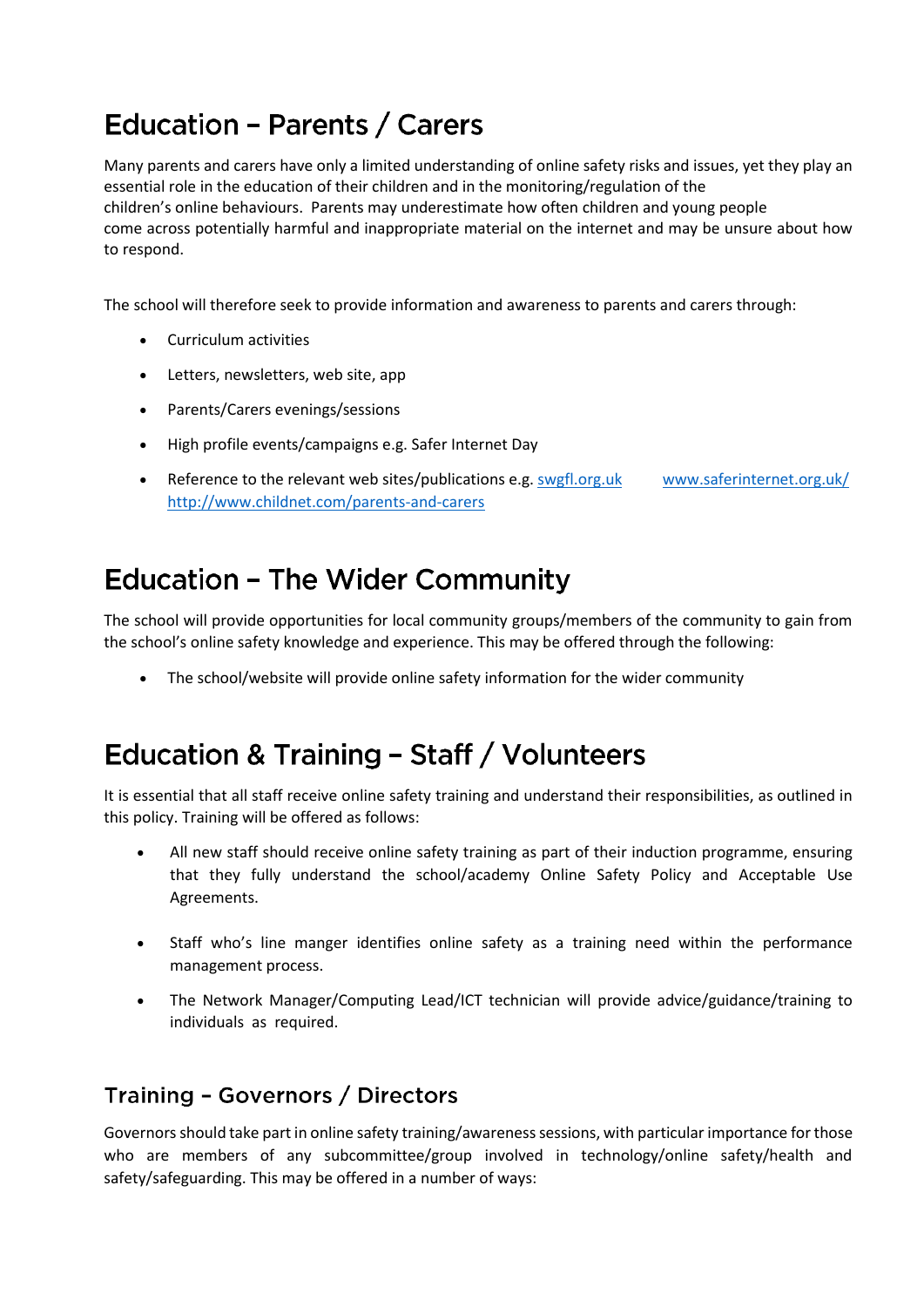# Education – Parents / Carers

Many parents and carers have only a limited understanding of online safety risks and issues, yet they play an essential role in the education of their children and in the monitoring/regulation of the children's online behaviours. Parents may underestimate how often children and young people come across potentially harmful and inappropriate material on the internet and may be unsure about how to respond.

The school will therefore seek to provide information and awareness to parents and carers through:

- Curriculum activities
- Letters, newsletters, web site, app
- Parents/Carers evenings/sessions
- High profile events/campaigns e.g. Safer Internet Day
- Reference to the relevant web sites/publications e.g. [swgfl.org.uk](swgfl.org.uk) [www.saferinternet.org.uk/](www.saferinternet.org.uk/) [http://www.childnet.com/parents-and-carers](http://www.childnet.com/parents-and-carers)

# Education – The Wider Community

The school will provide opportunities for local community groups/members of the community to gain from the school's online safety knowledge and experience. This may be offered through the following:

- The school/website will provide online safety information for the wider community

# Education & Training – Staff / Volunteers

It is essential that all staff receive online safety training and understand their responsibilities, as outlined in this policy. Training will be offered as follows:

- All new staff should receive online safety training as part of their induction programme, ensuring that they fully understand the school/academy Online Safety Policy and Acceptable Use Agreements.
- Staff who's line manger identifies online safety as a training need within the performance management process.
- The Network Manager/Computing Lead/ICT technician will provide advice/guidance/training to individuals as required.

## Training – Governors / Directors

Governors should take part in online safety training/awareness sessions, with particular importance for those who are members of any subcommittee/group involved in technology/online safety/health and safety/safeguarding. This may be offered in a number of ways: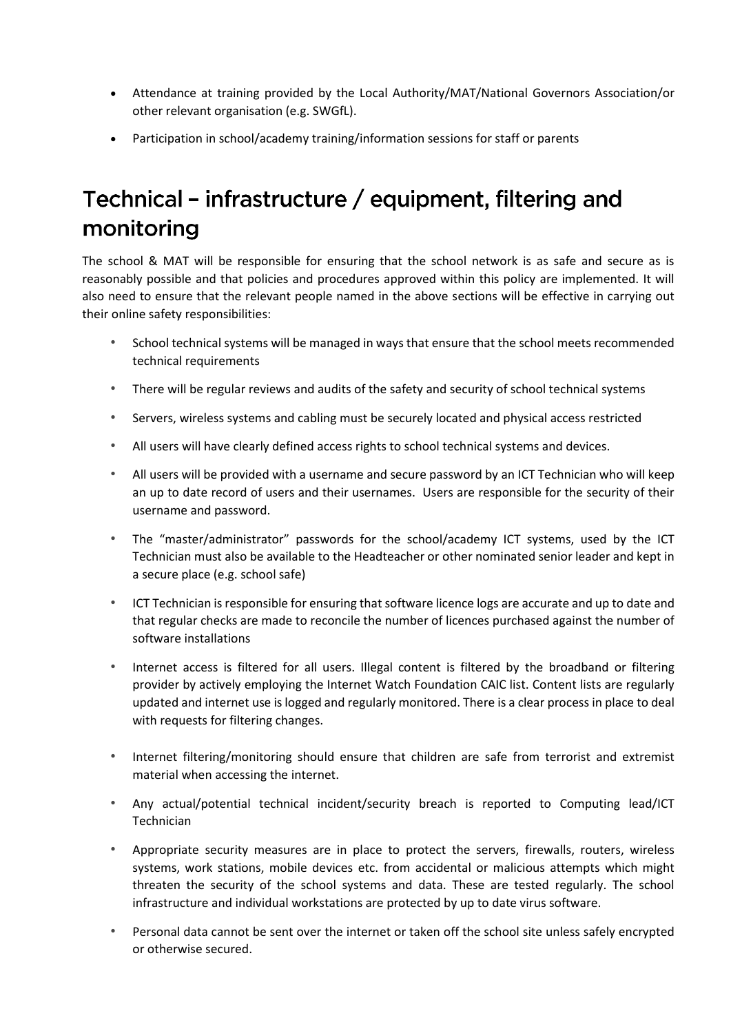- Attendance at training provided by the Local Authority/MAT/National Governors Association/or other relevant organisation (e.g. SWGfL).
- Participation in school/academy training/information sessions for staff or parents

## Technical – infrastructure / equipment, filtering and monitoring

The school & MAT will be responsible for ensuring that the school network is as safe and secure as is reasonably possible and that policies and procedures approved within this policy are implemented. It will also need to ensure that the relevant people named in the above sections will be effective in carrying out their online safety responsibilities:

- School technical systems will be managed in ways that ensure that the school meets recommended technical requirements
- There will be regular reviews and audits of the safety and security of school technical systems
- Servers, wireless systems and cabling must be securely located and physical access restricted
- All users will have clearly defined access rights to school technical systems and devices.
- All users will be provided with a username and secure password by an ICT Technician who will keep an up to date record of users and their usernames. Users are responsible for the security of their username and password.
- The "master/administrator" passwords for the school/academy ICT systems, used by the ICT Technician must also be available to the Headteacher or other nominated senior leader and kept in a secure place (e.g. school safe)
- ICT Technician is responsible for ensuring that software licence logs are accurate and up to date and that regular checks are made to reconcile the number of licences purchased against the number of software installations
- Internet access is filtered for all users. Illegal content is filtered by the broadband or filtering provider by actively employing the Internet Watch Foundation CAIC list. Content lists are regularly updated and internet use is logged and regularly monitored. There is a clear process in place to deal with requests for filtering changes.
- Internet filtering/monitoring should ensure that children are safe from terrorist and extremist material when accessing the internet.
- Any actual/potential technical incident/security breach is reported to Computing lead/ICT Technician
- Appropriate security measures are in place to protect the servers, firewalls, routers, wireless systems, work stations, mobile devices etc. from accidental or malicious attempts which might threaten the security of the school systems and data. These are tested regularly. The school infrastructure and individual workstations are protected by up to date virus software.
- Personal data cannot be sent over the internet or taken off the school site unless safely encrypted or otherwise secured.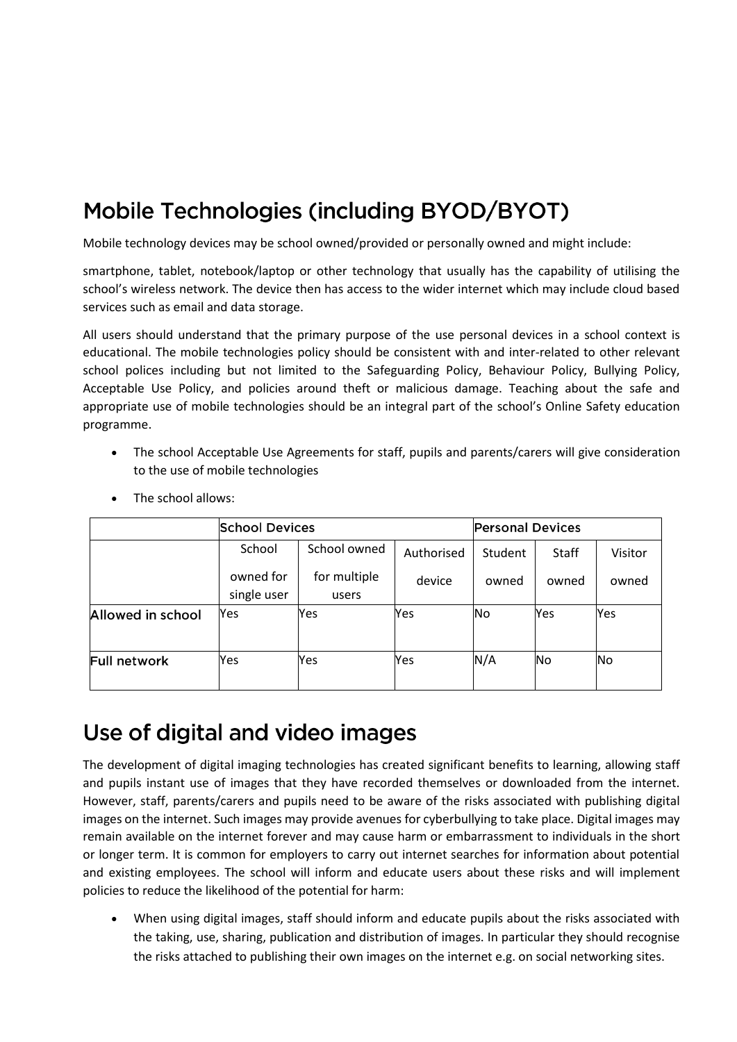## Mobile Technologies (including BYOD/BYOT)

Mobile technology devices may be school owned/provided or personally owned and might include:

smartphone, tablet, notebook/laptop or other technology that usually has the capability of utilising the school's wireless network. The device then has access to the wider internet which may include cloud based services such as email and data storage.

All users should understand that the primary purpose of the use personal devices in a school context is educational. The mobile technologies policy should be consistent with and inter-related to other relevant school polices including but not limited to the Safeguarding Policy, Behaviour Policy, Bullying Policy, Acceptable Use Policy, and policies around theft or malicious damage. Teaching about the safe and appropriate use of mobile technologies should be an integral part of the school's Online Safety education programme.

- The school Acceptable Use Agreements for staff, pupils and parents/carers will give consideration to the use of mobile technologies
- The school allows:

| | School Devices | | | Personal Devices | | |
|---|---|---|---|---|---|---|
| | School owned for single user | School owned for multiple users | Authorised device | Student owned | Staff owned | Visitor owned |
| Allowed in school | Yes | Yes | Yes | No | Yes | Yes |
| Full network | Yes | Yes | Yes | N/A | No | No |

## Use of digital and video images

The development of digital imaging technologies has created significant benefits to learning, allowing staff and pupils instant use of images that they have recorded themselves or downloaded from the internet. However, staff, parents/carers and pupils need to be aware of the risks associated with publishing digital images on the internet. Such images may provide avenues for cyberbullying to take place. Digital images may remain available on the internet forever and may cause harm or embarrassment to individuals in the short or longer term. It is common for employers to carry out internet searches for information about potential and existing employees. The school will inform and educate users about these risks and will implement policies to reduce the likelihood of the potential for harm:

- When using digital images, staff should inform and educate pupils about the risks associated with the taking, use, sharing, publication and distribution of images. In particular they should recognise the risks attached to publishing their own images on the internet e.g. on social networking sites.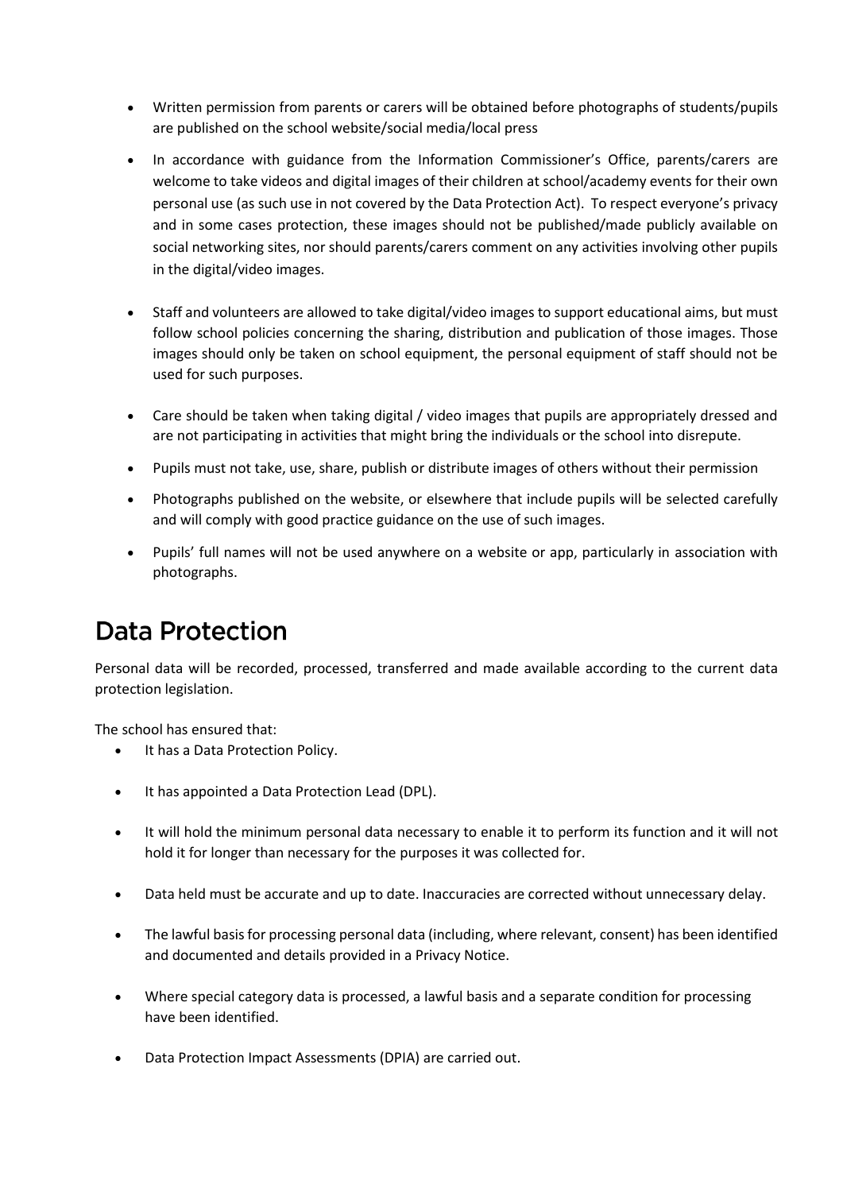- Written permission from parents or carers will be obtained before photographs of students/pupils are published on the school website/social media/local press
- In accordance with guidance from the Information Commissioner's Office, parents/carers are welcome to take videos and digital images of their children at school/academy events for their own personal use (as such use in not covered by the Data Protection Act). To respect everyone's privacy and in some cases protection, these images should not be published/made publicly available on social networking sites, nor should parents/carers comment on any activities involving other pupils in the digital/video images.
- Staff and volunteers are allowed to take digital/video images to support educational aims, but must follow school policies concerning the sharing, distribution and publication of those images. Those images should only be taken on school equipment, the personal equipment of staff should not be used for such purposes.
- Care should be taken when taking digital / video images that pupils are appropriately dressed and are not participating in activities that might bring the individuals or the school into disrepute.
- Pupils must not take, use, share, publish or distribute images of others without their permission
- Photographs published on the website, or elsewhere that include pupils will be selected carefully and will comply with good practice guidance on the use of such images.
- Pupils' full names will not be used anywhere on a website or app, particularly in association with photographs.

# Data Protection

Personal data will be recorded, processed, transferred and made available according to the current data protection legislation.

The school has ensured that:

- It has a Data Protection Policy.
- It has appointed a Data Protection Lead (DPL).
- It will hold the minimum personal data necessary to enable it to perform its function and it will not hold it for longer than necessary for the purposes it was collected for.
- Data held must be accurate and up to date. Inaccuracies are corrected without unnecessary delay.
- The lawful basis for processing personal data (including, where relevant, consent) has been identified and documented and details provided in a Privacy Notice.
- Where special category data is processed, a lawful basis and a separate condition for processing have been identified.
- Data Protection Impact Assessments (DPIA) are carried out.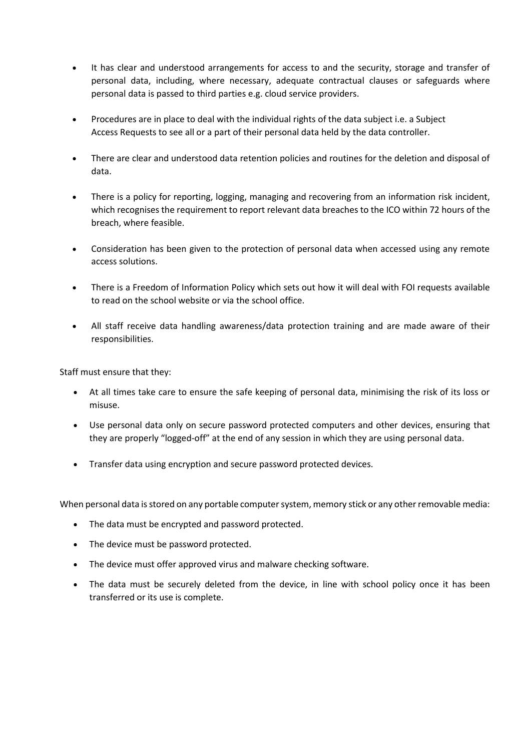- It has clear and understood arrangements for access to and the security, storage and transfer of personal data, including, where necessary, adequate contractual clauses or safeguards where personal data is passed to third parties e.g. cloud service providers.
- Procedures are in place to deal with the individual rights of the data subject i.e. a Subject Access Requests to see all or a part of their personal data held by the data controller.
- There are clear and understood data retention policies and routines for the deletion and disposal of data.
- There is a policy for reporting, logging, managing and recovering from an information risk incident, which recognises the requirement to report relevant data breaches to the ICO within 72 hours of the breach, where feasible.
- Consideration has been given to the protection of personal data when accessed using any remote access solutions.
- There is a Freedom of Information Policy which sets out how it will deal with FOI requests available to read on the school website or via the school office.
- All staff receive data handling awareness/data protection training and are made aware of their responsibilities.

Staff must ensure that they:

- At all times take care to ensure the safe keeping of personal data, minimising the risk of its loss or misuse.
- Use personal data only on secure password protected computers and other devices, ensuring that they are properly "logged-off" at the end of any session in which they are using personal data.
- Transfer data using encryption and secure password protected devices.

When personal data is stored on any portable computer system, memory stick or any other removable media:

- The data must be encrypted and password protected.
- The device must be password protected.
- The device must offer approved virus and malware checking software.
- The data must be securely deleted from the device, in line with school policy once it has been transferred or its use is complete.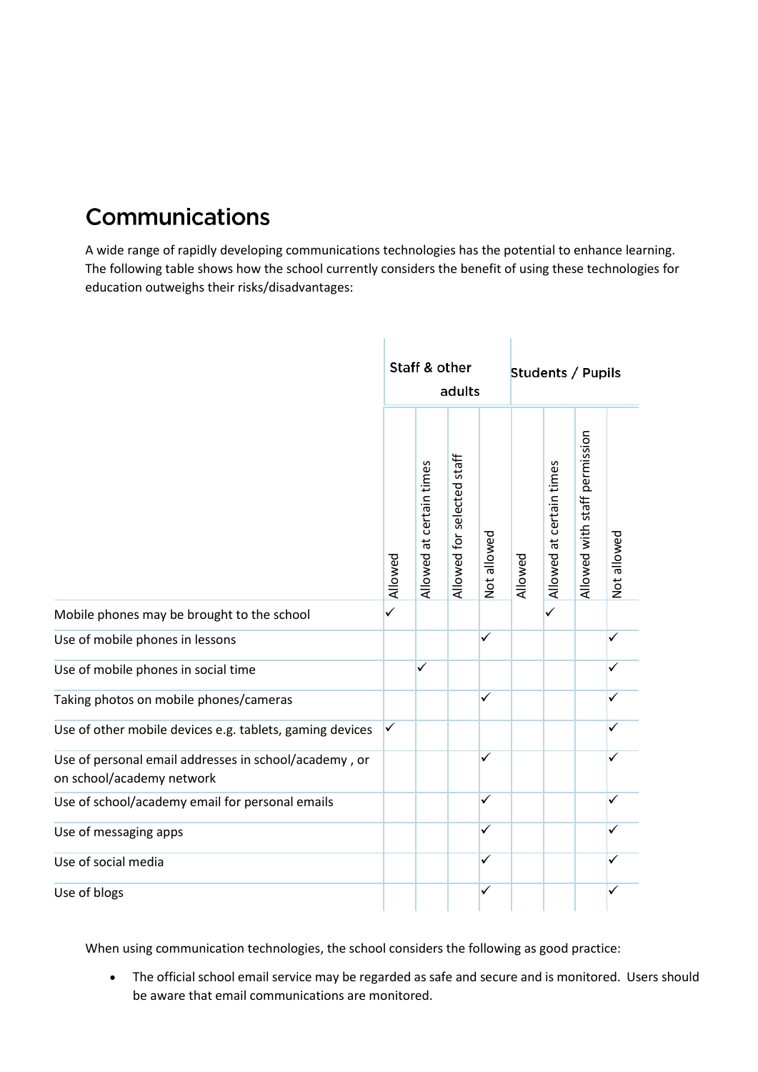## Communications

A wide range of rapidly developing communications technologies has the potential to enhance learning. The following table shows how the school currently considers the benefit of using these technologies for education outweighs their risks/disadvantages:

| | Staff & other adults | | | | Students / Pupils | | | |
|---|---|---|---|---|---|---|---|---|
| | Allowed | Allowed at certain times | Allowed for selected staff | Not allowed | Allowed | Allowed at certain times | Allowed with staff permission | Not allowed |
| Mobile phones may be brought to the school | ✓ | | | | | ✓ | | |
| Use of mobile phones in lessons | | | | ✓ | | | | ✓ |
| Use of mobile phones in social time | | ✓ | | | | | | ✓ |
| Taking photos on mobile phones/cameras | | | | ✓ | | | | ✓ |
| Use of other mobile devices e.g. tablets, gaming devices | ✓ | | | | | | | ✓ |
| Use of personal email addresses in school/academy , or on school/academy network | | | | ✓ | | | | ✓ |
| Use of school/academy email for personal emails | | | | ✓ | | | | ✓ |
| Use of messaging apps | | | | ✓ | | | | ✓ |
| Use of social media | | | | ✓ | | | | ✓ |
| Use of blogs | | | | ✓ | | | | ✓ |

When using communication technologies, the school considers the following as good practice:

- The official school email service may be regarded as safe and secure and is monitored. Users should be aware that email communications are monitored.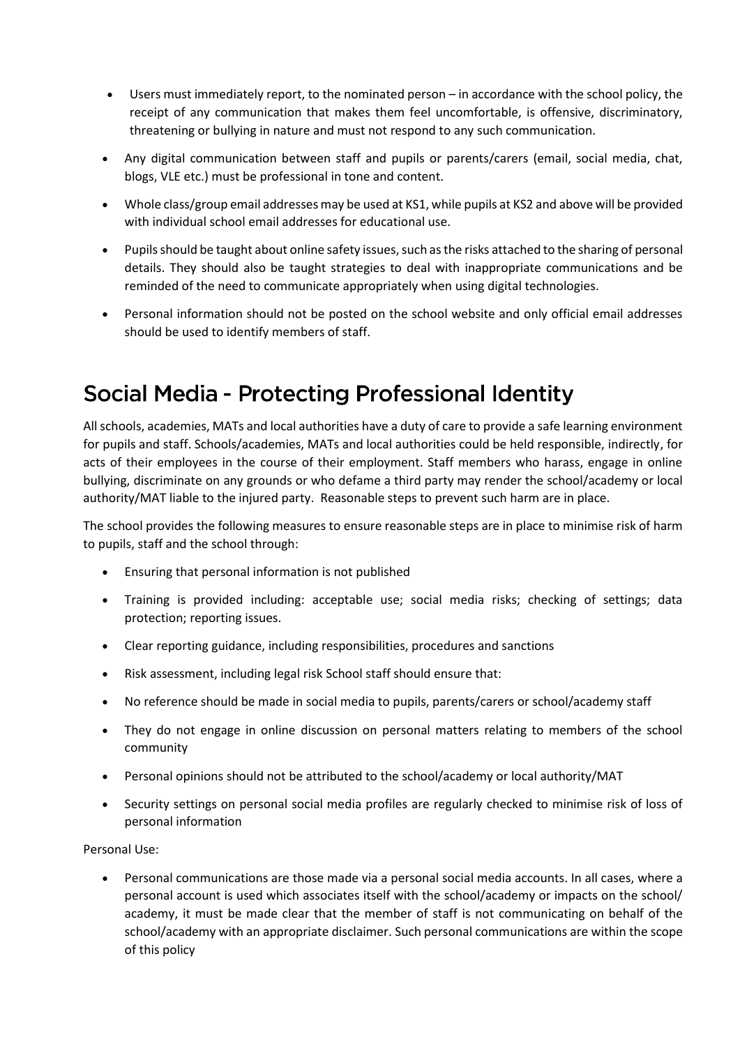- Users must immediately report, to the nominated person – in accordance with the school policy, the receipt of any communication that makes them feel uncomfortable, is offensive, discriminatory, threatening or bullying in nature and must not respond to any such communication.
- Any digital communication between staff and pupils or parents/carers (email, social media, chat, blogs, VLE etc.) must be professional in tone and content.
- Whole class/group email addresses may be used at KS1, while pupils at KS2 and above will be provided with individual school email addresses for educational use.
- Pupils should be taught about online safety issues, such as the risks attached to the sharing of personal details. They should also be taught strategies to deal with inappropriate communications and be reminded of the need to communicate appropriately when using digital technologies.
- Personal information should not be posted on the school website and only official email addresses should be used to identify members of staff.

## Social Media - Protecting Professional Identity

All schools, academies, MATs and local authorities have a duty of care to provide a safe learning environment for pupils and staff. Schools/academies, MATs and local authorities could be held responsible, indirectly, for acts of their employees in the course of their employment. Staff members who harass, engage in online bullying, discriminate on any grounds or who defame a third party may render the school/academy or local authority/MAT liable to the injured party. Reasonable steps to prevent such harm are in place.

The school provides the following measures to ensure reasonable steps are in place to minimise risk of harm to pupils, staff and the school through:

- Ensuring that personal information is not published
- Training is provided including: acceptable use; social media risks; checking of settings; data protection; reporting issues.
- Clear reporting guidance, including responsibilities, procedures and sanctions
- Risk assessment, including legal risk School staff should ensure that:
- No reference should be made in social media to pupils, parents/carers or school/academy staff
- They do not engage in online discussion on personal matters relating to members of the school community
- Personal opinions should not be attributed to the school/academy or local authority/MAT
- Security settings on personal social media profiles are regularly checked to minimise risk of loss of personal information

Personal Use:

- Personal communications are those made via a personal social media accounts. In all cases, where a personal account is used which associates itself with the school/academy or impacts on the school/ academy, it must be made clear that the member of staff is not communicating on behalf of the school/academy with an appropriate disclaimer. Such personal communications are within the scope of this policy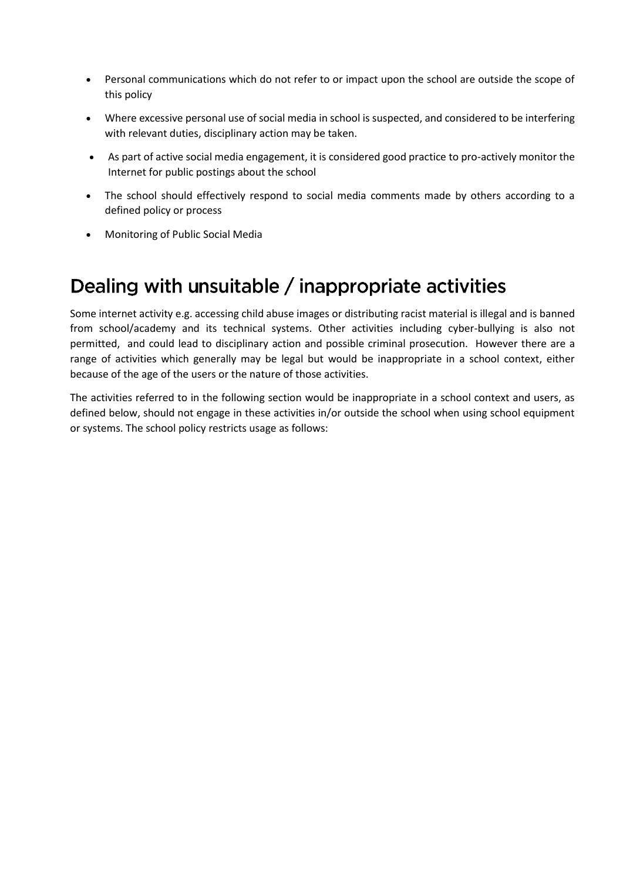- Personal communications which do not refer to or impact upon the school are outside the scope of this policy
- Where excessive personal use of social media in school is suspected, and considered to be interfering with relevant duties, disciplinary action may be taken.
- As part of active social media engagement, it is considered good practice to pro-actively monitor the Internet for public postings about the school
- The school should effectively respond to social media comments made by others according to a defined policy or process
- Monitoring of Public Social Media

# Dealing with unsuitable / inappropriate activities

Some internet activity e.g. accessing child abuse images or distributing racist material is illegal and is banned from school/academy and its technical systems. Other activities including cyber-bullying is also not permitted, and could lead to disciplinary action and possible criminal prosecution. However there are a range of activities which generally may be legal but would be inappropriate in a school context, either because of the age of the users or the nature of those activities.

The activities referred to in the following section would be inappropriate in a school context and users, as defined below, should not engage in these activities in/or outside the school when using school equipment or systems. The school policy restricts usage as follows: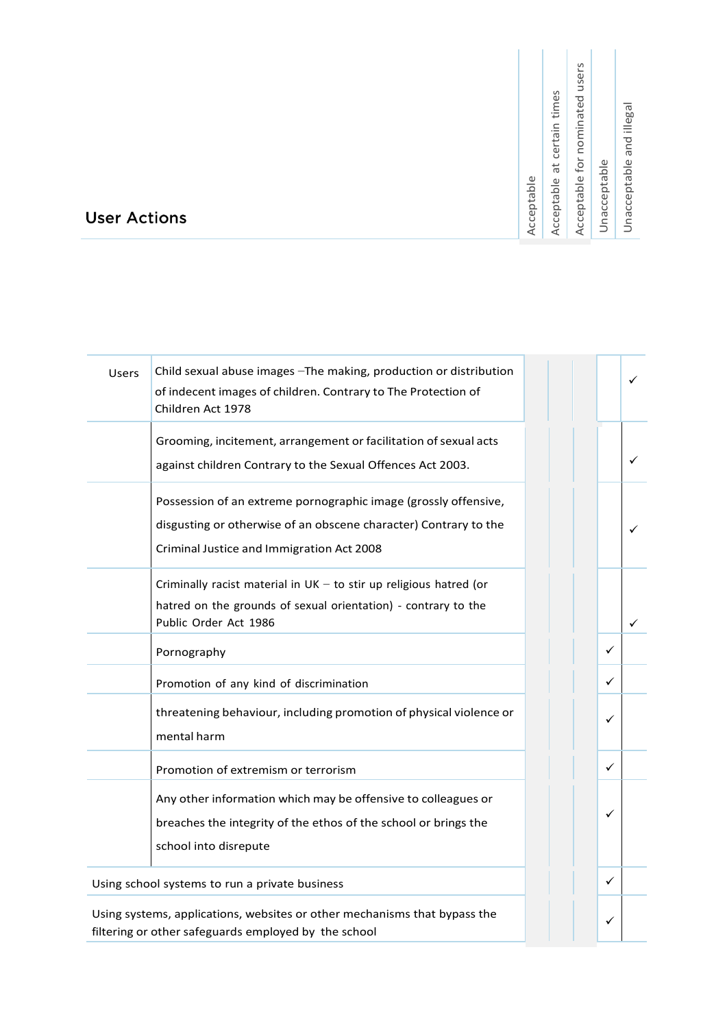| User Actions | | Acceptable | Acceptable at certain times | Acceptable for nominated users | Unacceptable | Unacceptable and illegal |
|---|---|---|---|---|---|---|
| Users | Child sexual abuse images –The making, production or distribution of indecent images of children. Contrary to The Protection of Children Act 1978 | | | | | ✓ |
| | Grooming, incitement, arrangement or facilitation of sexual acts against children Contrary to the Sexual Offences Act 2003. | | | | | ✓ |
| | Possession of an extreme pornographic image (grossly offensive, disgusting or otherwise of an obscene character) Contrary to the Criminal Justice and Immigration Act 2008 | | | | | ✓ |
| | Criminally racist material in UK – to stir up religious hatred (or hatred on the grounds of sexual orientation) - contrary to the Public Order Act 1986 | | | | | ✓ |
| | Pornography | | | | ✓ | |
| | Promotion of any kind of discrimination | | | | ✓ | |
| | threatening behaviour, including promotion of physical violence or mental harm | | | | ✓ | |
| | Promotion of extremism or terrorism | | | | ✓ | |
| | Any other information which may be offensive to colleagues or breaches the integrity of the ethos of the school or brings the school into disrepute | | | | ✓ | |
| Using school systems to run a private business | | | | | ✓ | |
| Using systems, applications, websites or other mechanisms that bypass the filtering or other safeguards employed by the school | | | | | ✓ | |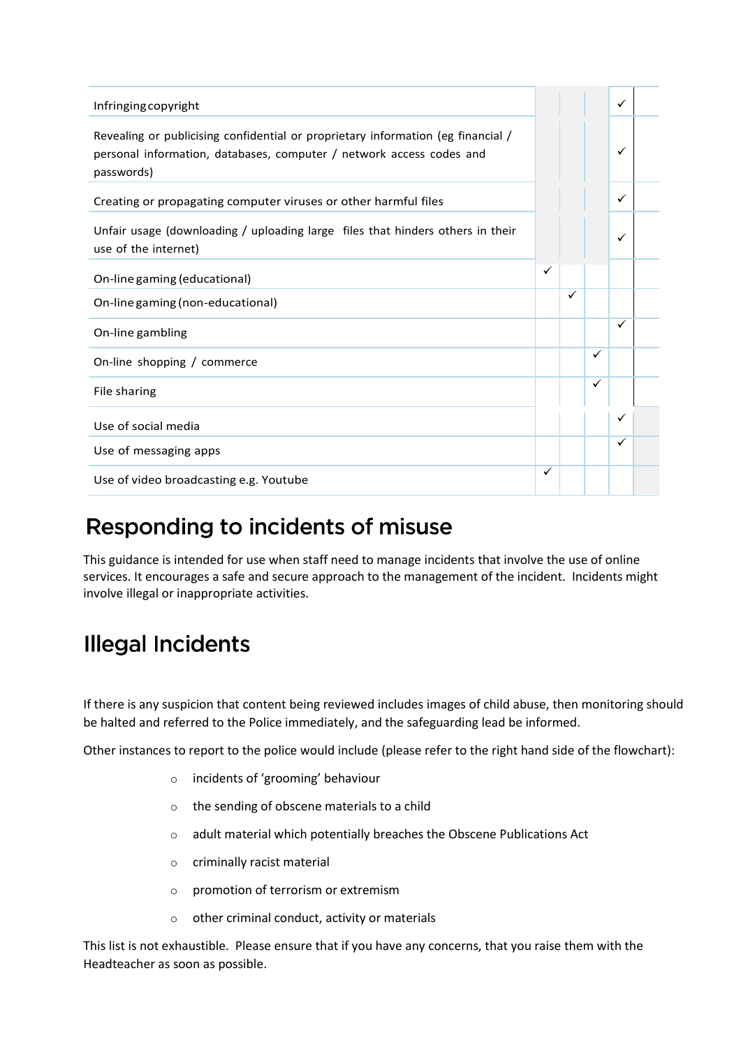| | | | | | |
|---|---|---|---|---|---|
| Infringing copyright | | | | ✓ | |
| Revealing or publicising confidential or proprietary information (eg financial / personal information, databases, computer / network access codes and passwords) | | | | ✓ | |
| Creating or propagating computer viruses or other harmful files | | | | ✓ | |
| Unfair usage (downloading / uploading large files that hinders others in their use of the internet) | | | | ✓ | |
| On-line gaming (educational) | ✓ | | | | |
| On-line gaming (non-educational) | | ✓ | | | |
| On-line gambling | | | | ✓ | |
| On-line shopping / commerce | | | ✓ | | |
| File sharing | | | ✓ | | |
| Use of social media | | | | ✓ | |
| Use of messaging apps | | | | ✓ | |
| Use of video broadcasting e.g. Youtube | ✓ | | | | |

# Responding to incidents of misuse

This guidance is intended for use when staff need to manage incidents that involve the use of online services. It encourages a safe and secure approach to the management of the incident. Incidents might involve illegal or inappropriate activities.

# Illegal Incidents

If there is any suspicion that content being reviewed includes images of child abuse, then monitoring should be halted and referred to the Police immediately, and the safeguarding lead be informed.

Other instances to report to the police would include (please refer to the right hand side of the flowchart):

- incidents of 'grooming' behaviour
- the sending of obscene materials to a child
- adult material which potentially breaches the Obscene Publications Act
- criminally racist material
- promotion of terrorism or extremism
- other criminal conduct, activity or materials

This list is not exhaustible. Please ensure that if you have any concerns, that you raise them with the Headteacher as soon as possible.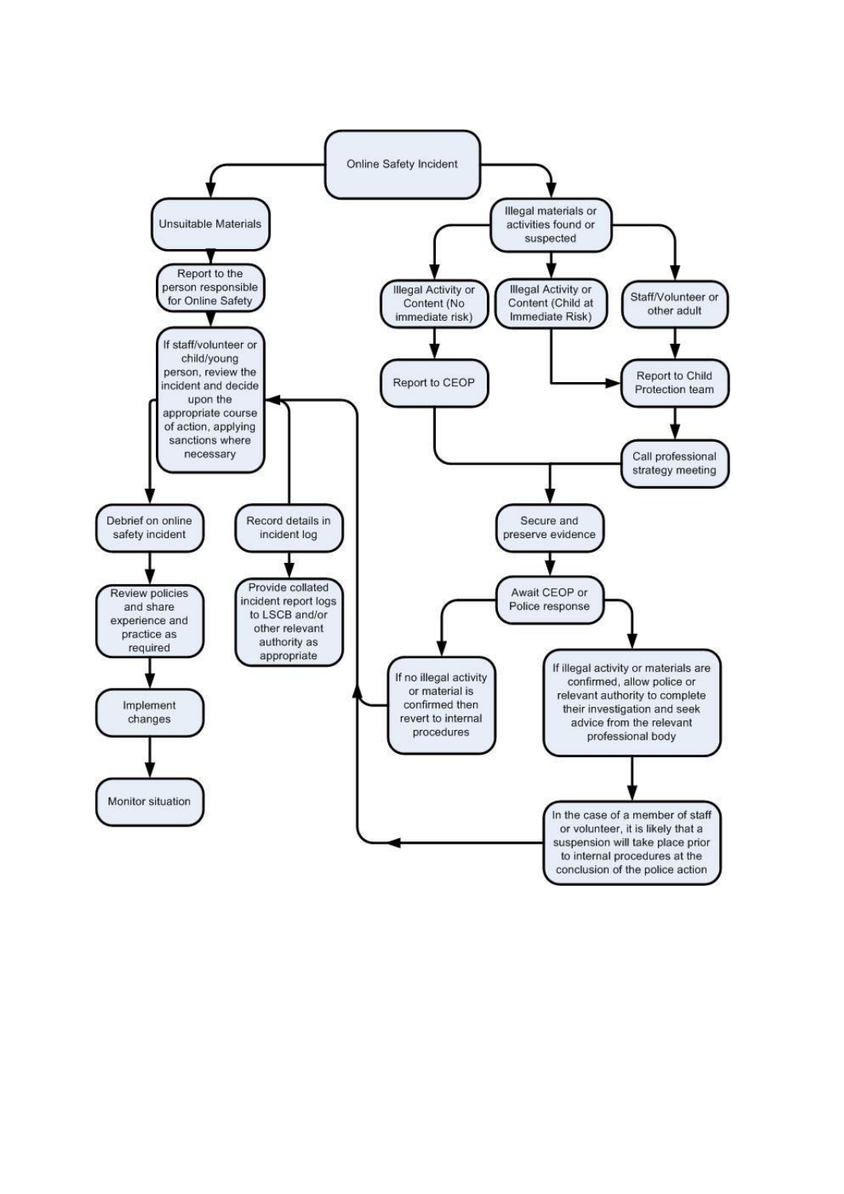Online Safety Incident

Unsuitable Materials

Report to the person responsible for Online Safety

If staff/volunteer or child/young person, review the incident and decide upon the appropriate course of action, applying sanctions where necessary

Debrief on online safety incident

Review policies and share experience and practice as required

Implement changes

Monitor situation

Record details in incident log

Provide collated incident report logs to LSCB and/or other relevant authority as appropriate

Illegal materials or activities found or suspected

Illegal Activity or Content (No immediate risk)

Illegal Activity or Content (Child at Immediate Risk)

Staff/Volunteer or other adult

Report to CEOP

Report to Child Protection team

Call professional strategy meeting

Secure and preserve evidence

Await CEOP or Police response

If no illegal activity or material is confirmed then revert to internal procedures

If illegal activity or materials are confirmed, allow police or relevant authority to complete their investigation and seek advice from the relevant professional body

In the case of a member of staff or volunteer, it is likely that a suspension will take place prior to internal procedures at the conclusion of the police action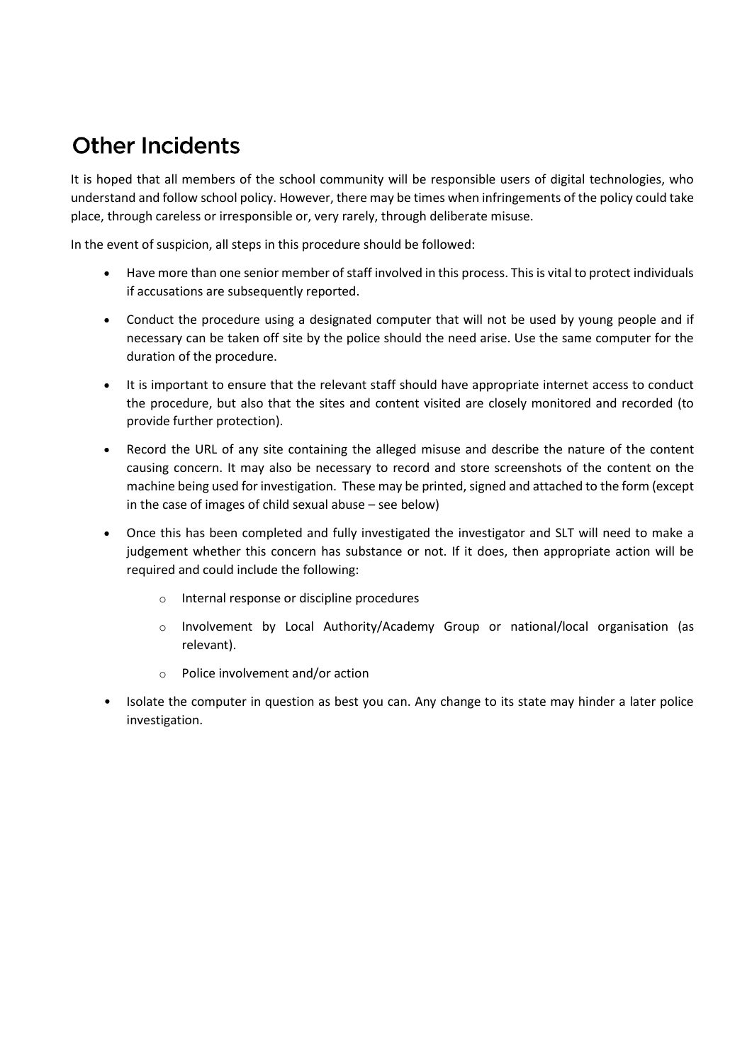## Other Incidents

It is hoped that all members of the school community will be responsible users of digital technologies, who understand and follow school policy. However, there may be times when infringements of the policy could take place, through careless or irresponsible or, very rarely, through deliberate misuse.

In the event of suspicion, all steps in this procedure should be followed:

- Have more than one senior member of staff involved in this process. This is vital to protect individuals if accusations are subsequently reported.
- Conduct the procedure using a designated computer that will not be used by young people and if necessary can be taken off site by the police should the need arise. Use the same computer for the duration of the procedure.
- It is important to ensure that the relevant staff should have appropriate internet access to conduct the procedure, but also that the sites and content visited are closely monitored and recorded (to provide further protection).
- Record the URL of any site containing the alleged misuse and describe the nature of the content causing concern. It may also be necessary to record and store screenshots of the content on the machine being used for investigation. These may be printed, signed and attached to the form (except in the case of images of child sexual abuse – see below)
- Once this has been completed and fully investigated the investigator and SLT will need to make a judgement whether this concern has substance or not. If it does, then appropriate action will be required and could include the following:
  - Internal response or discipline procedures
  - Involvement by Local Authority/Academy Group or national/local organisation (as relevant).
  - Police involvement and/or action
- Isolate the computer in question as best you can. Any change to its state may hinder a later police investigation.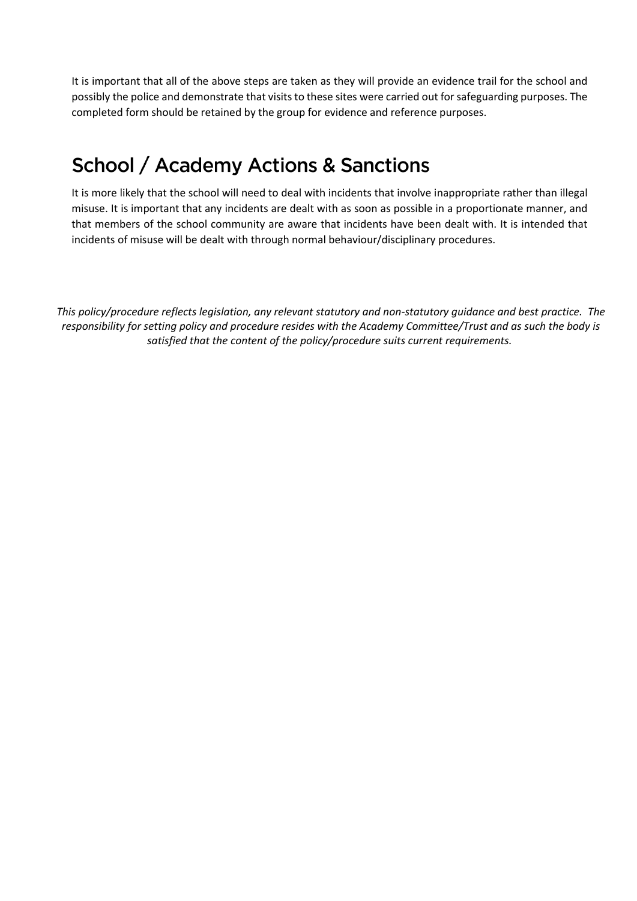It is important that all of the above steps are taken as they will provide an evidence trail for the school and possibly the police and demonstrate that visits to these sites were carried out for safeguarding purposes. The completed form should be retained by the group for evidence and reference purposes.

## School / Academy Actions & Sanctions

It is more likely that the school will need to deal with incidents that involve inappropriate rather than illegal misuse. It is important that any incidents are dealt with as soon as possible in a proportionate manner, and that members of the school community are aware that incidents have been dealt with. It is intended that incidents of misuse will be dealt with through normal behaviour/disciplinary procedures.

*This policy/procedure reflects legislation, any relevant statutory and non-statutory guidance and best practice. The responsibility for setting policy and procedure resides with the Academy Committee/Trust and as such the body is satisfied that the content of the policy/procedure suits current requirements.*